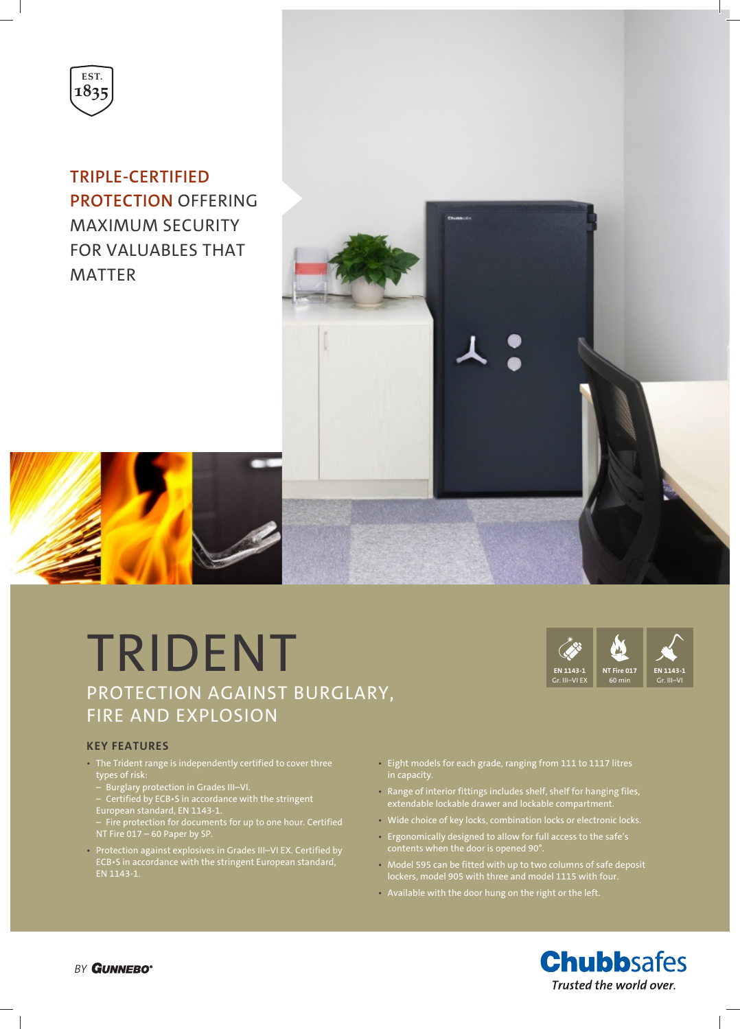EST. 1835

TRIPLE-CERTIFIED PROTECTION OFFERING MAXIMUM SECURITY FOR VALUABLES THAT MATTER

# TRIDENT

## PROTECTION AGAINST BURGLARY, FIRE AND EXPLOSION

EN 1143-1 Gr. III–VI EX | NT Fire 017 60 min | EN 1143-1 Gr. III–VI

### KEY FEATURES

- The Trident range is independently certified to cover three types of risk:
  - Burglary protection in Grades III–VI.
  - Certified by ECB•S in accordance with the stringent European standard, EN 1143-1.
  - Fire protection for documents for up to one hour. Certified NT Fire 017 – 60 Paper by SP.
- Protection against explosives in Grades III–VI EX. Certified by ECB•S in accordance with the stringent European standard, EN 1143-1.
- Eight models for each grade, ranging from 111 to 1117 litres in capacity.
- Range of interior fittings includes shelf, shelf for hanging files, extendable lockable drawer and lockable compartment.
- Wide choice of key locks, combination locks or electronic locks.
- Ergonomically designed to allow for full access to the safe's contents when the door is opened 90°.
- Model 595 can be fitted with up to two columns of safe deposit lockers, model 905 with three and model 1115 with four.
- Available with the door hung on the right or the left.

BY GUNNEBO

**Chubbsafes**
*Trusted the world over.*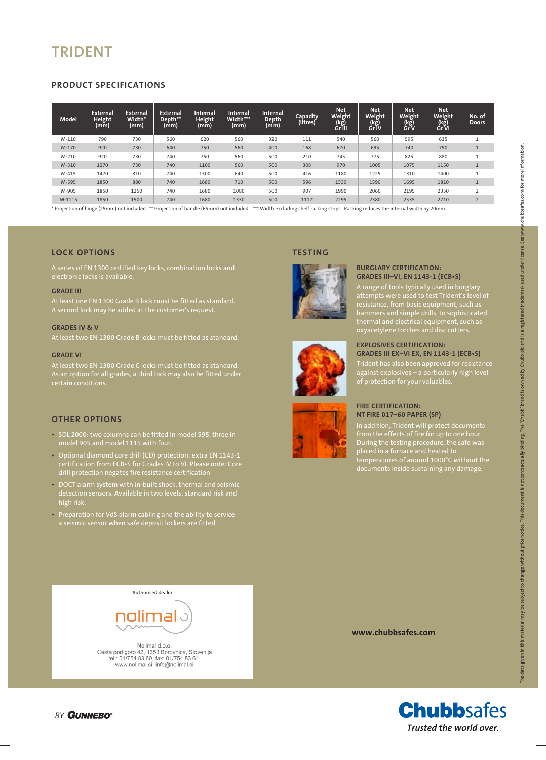# TRIDENT

## PRODUCT SPECIFICATIONS

| Model | External Height (mm) | External Width* (mm) | External Depth** (mm) | Internal Height (mm) | Internal Width*** (mm) | Internal Depth (mm) | Capacity (litres) | Net Weight (kg) Gr III | Net Weight (kg) Gr IV | Net Weight (kg) Gr V | Net Weight (kg) Gr VI | No. of Doors |
|---|---|---|---|---|---|---|---|---|---|---|---|---|
| M-110 | 790 | 730 | 560 | 620 | 560 | 320 | 111 | 540 | 560 | 595 | 635 | 1 |
| M-170 | 920 | 730 | 640 | 750 | 560 | 400 | 168 | 670 | 695 | 740 | 790 | 1 |
| M-210 | 920 | 730 | 740 | 750 | 560 | 500 | 210 | 745 | 775 | 825 | 880 | 1 |
| M-310 | 1270 | 730 | 740 | 1100 | 560 | 500 | 308 | 970 | 1005 | 1075 | 1150 | 1 |
| M-415 | 1470 | 810 | 740 | 1300 | 640 | 500 | 416 | 1180 | 1225 | 1310 | 1400 | 1 |
| M-595 | 1850 | 880 | 740 | 1680 | 710 | 500 | 596 | 1530 | 1590 | 1695 | 1810 | 1 |
| M-905 | 1850 | 1250 | 740 | 1680 | 1080 | 500 | 907 | 1990 | 2060 | 2195 | 2350 | 2 |
| M-1115 | 1850 | 1500 | 740 | 1680 | 1330 | 500 | 1117 | 2295 | 2380 | 2535 | 2710 | 2 |

* Projection of hinge (25mm) not included. ** Projection of handle (65mm) not included. *** Width excluding shelf racking strips. Racking reduces the internal width by 20mm

## LOCK OPTIONS

A series of EN 1300 certified key locks, combination locks and electronic locks is available.

### GRADE III

At least one EN 1300 Grade B lock must be fitted as standard. A second lock may be added at the customer's request.

### GRADES IV & V

At least two EN 1300 Grade B locks must be fitted as standard.

### GRADE VI

At least two EN 1300 Grade C locks must be fitted as standard. As an option for all grades, a third lock may also be fitted under certain conditions.

## OTHER OPTIONS

- SDL 2000: two columns can be fitted in model 595, three in model 905 and model 1115 with four.
- Optional diamond core drill (CD) protection: extra EN 1143-1 certification from ECB•S for Grades IV to VI. Please note: Core drill protection negates fire resistance certification
- DOCT alarm system with in-built shock, thermal and seismic detection sensors. Available in two levels: standard risk and high risk.
- Preparation for VdS alarm cabling and the ability to service a seismic sensor when safe deposit lockers are fitted.

## TESTING

### BURGLARY CERTIFICATION: GRADES III–VI, EN 1143-1 (ECB•S)

A range of tools typically used in burglary attempts were used to test Trident's level of resistance, from basic equipment, such as hammers and simple drills, to sophisticated thermal and electrical equipment, such as oxyacetylene torches and disc cutters.

### EXPLOSIVES CERTIFICATION: GRADES III EX–VI EX, EN 1143-1 (ECB•S)

Trident has also been approved for resistance against explosives – a particularly high level of protection for your valuables.

### FIRE CERTIFICATION: NT FIRE 017–60 PAPER (SP)

In addition, Trident will protect documents from the effects of fire for up to one hour. During the testing procedure, the safe was placed in a furnace and heated to temperatures of around 1000°C without the documents inside sustaining any damage.

Authorised dealer

nolimal

Nolimal d.o.o.
Cesta pod goro 42, 1353 Borovnica, Slovenija
tel.: 01/754 83 60, fax: 01/754 83 61,
www.nolimal.si; info@nolimal.si

www.chubbsafes.com

The data given in this material may be subject to change without prior notice. This document is not contractually binding. The 'Chubb' brand is owned by Chubb plc and is a registered trademark used under license. See www.chubbsafes.com for more information.

BY GUNNEBO®

Chubbsafes
*Trusted the world over.*